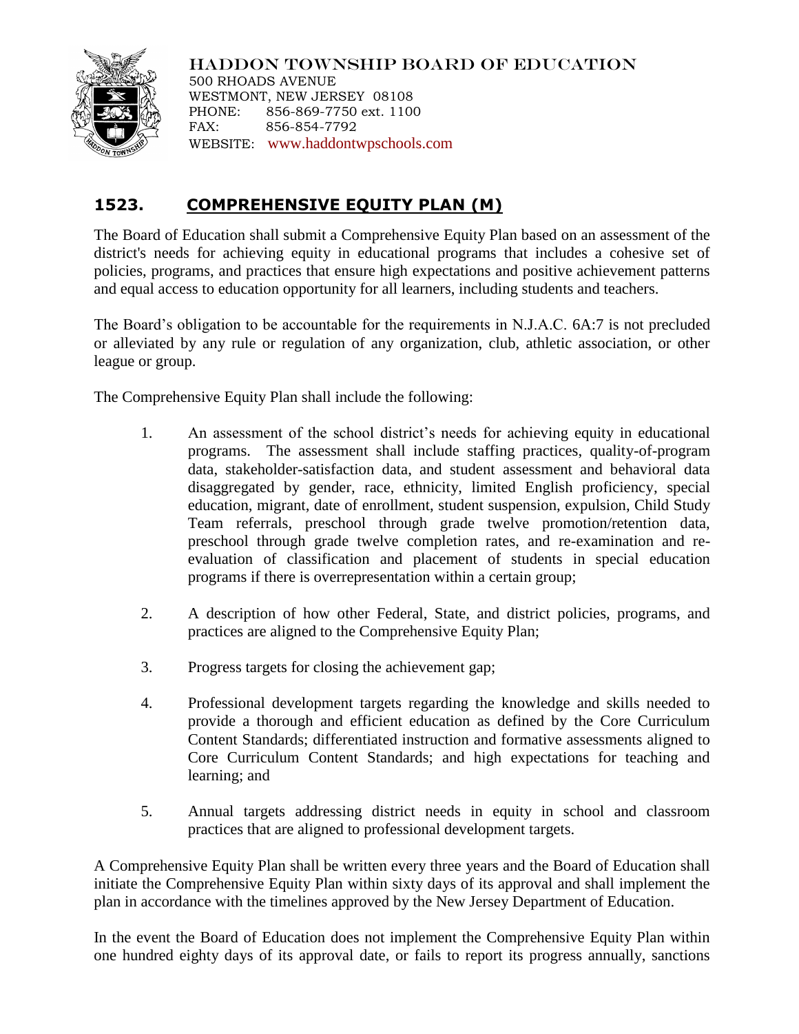HADDON TOWNSHIP BOARD OF EDUCATION
500 RHOADS AVENUE
WESTMONT, NEW JERSEY 08108
PHONE: 856-869-7750 ext. 1100
FAX: 856-854-7792
WEBSITE: www.haddontwpschools.com

# 1523. COMPREHENSIVE EQUITY PLAN (M)

The Board of Education shall submit a Comprehensive Equity Plan based on an assessment of the district's needs for achieving equity in educational programs that includes a cohesive set of policies, programs, and practices that ensure high expectations and positive achievement patterns and equal access to education opportunity for all learners, including students and teachers.

The Board's obligation to be accountable for the requirements in N.J.A.C. 6A:7 is not precluded or alleviated by any rule or regulation of any organization, club, athletic association, or other league or group.

The Comprehensive Equity Plan shall include the following:

1. An assessment of the school district's needs for achieving equity in educational programs. The assessment shall include staffing practices, quality-of-program data, stakeholder-satisfaction data, and student assessment and behavioral data disaggregated by gender, race, ethnicity, limited English proficiency, special education, migrant, date of enrollment, student suspension, expulsion, Child Study Team referrals, preschool through grade twelve promotion/retention data, preschool through grade twelve completion rates, and re-examination and re-evaluation of classification and placement of students in special education programs if there is overrepresentation within a certain group;

2. A description of how other Federal, State, and district policies, programs, and practices are aligned to the Comprehensive Equity Plan;

3. Progress targets for closing the achievement gap;

4. Professional development targets regarding the knowledge and skills needed to provide a thorough and efficient education as defined by the Core Curriculum Content Standards; differentiated instruction and formative assessments aligned to Core Curriculum Content Standards; and high expectations for teaching and learning; and

5. Annual targets addressing district needs in equity in school and classroom practices that are aligned to professional development targets.

A Comprehensive Equity Plan shall be written every three years and the Board of Education shall initiate the Comprehensive Equity Plan within sixty days of its approval and shall implement the plan in accordance with the timelines approved by the New Jersey Department of Education.

In the event the Board of Education does not implement the Comprehensive Equity Plan within one hundred eighty days of its approval date, or fails to report its progress annually, sanctions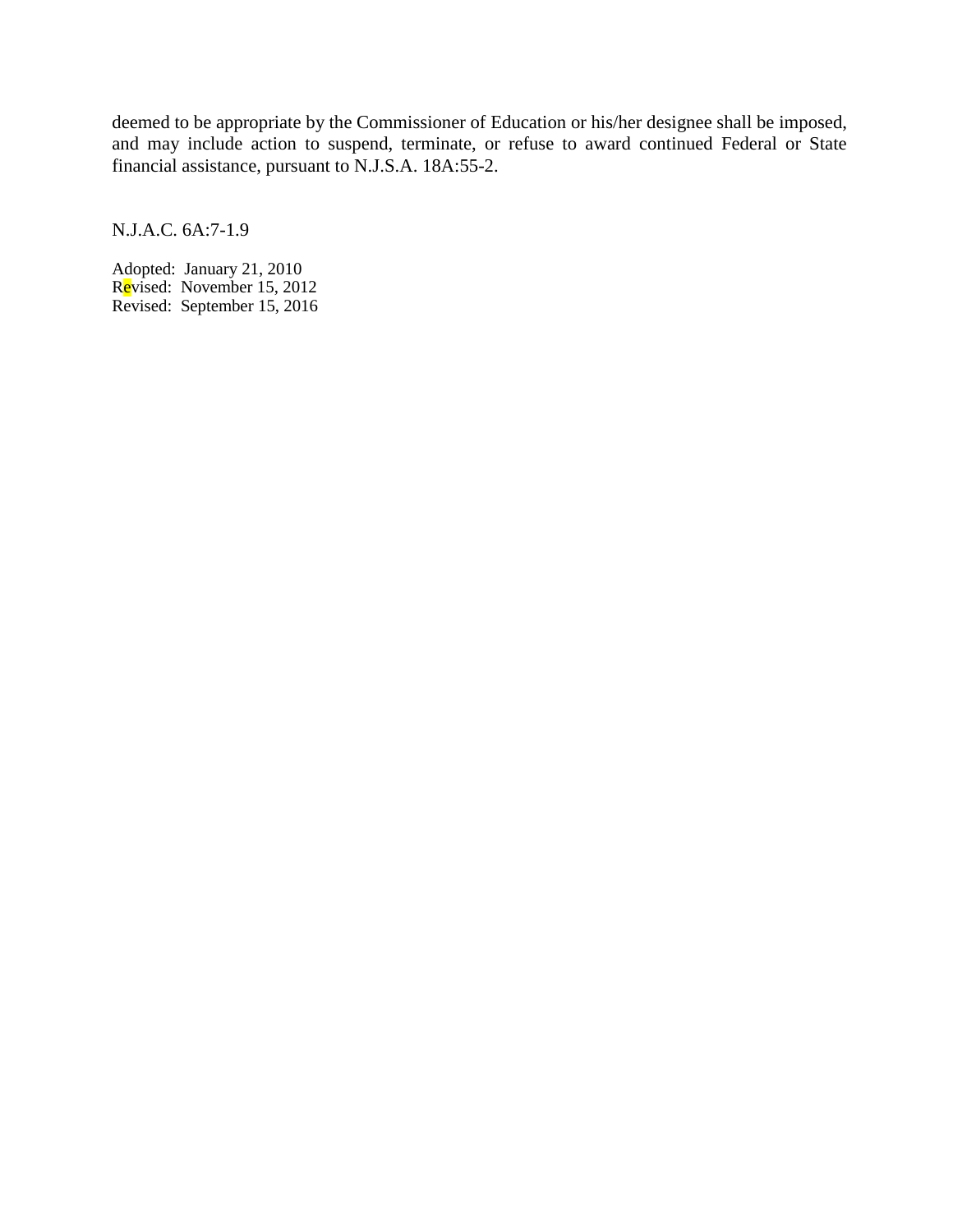deemed to be appropriate by the Commissioner of Education or his/her designee shall be imposed, and may include action to suspend, terminate, or refuse to award continued Federal or State financial assistance, pursuant to N.J.S.A. 18A:55-2.

N.J.A.C. 6A:7-1.9

Adopted: January 21, 2010
Revised: November 15, 2012
Revised: September 15, 2016